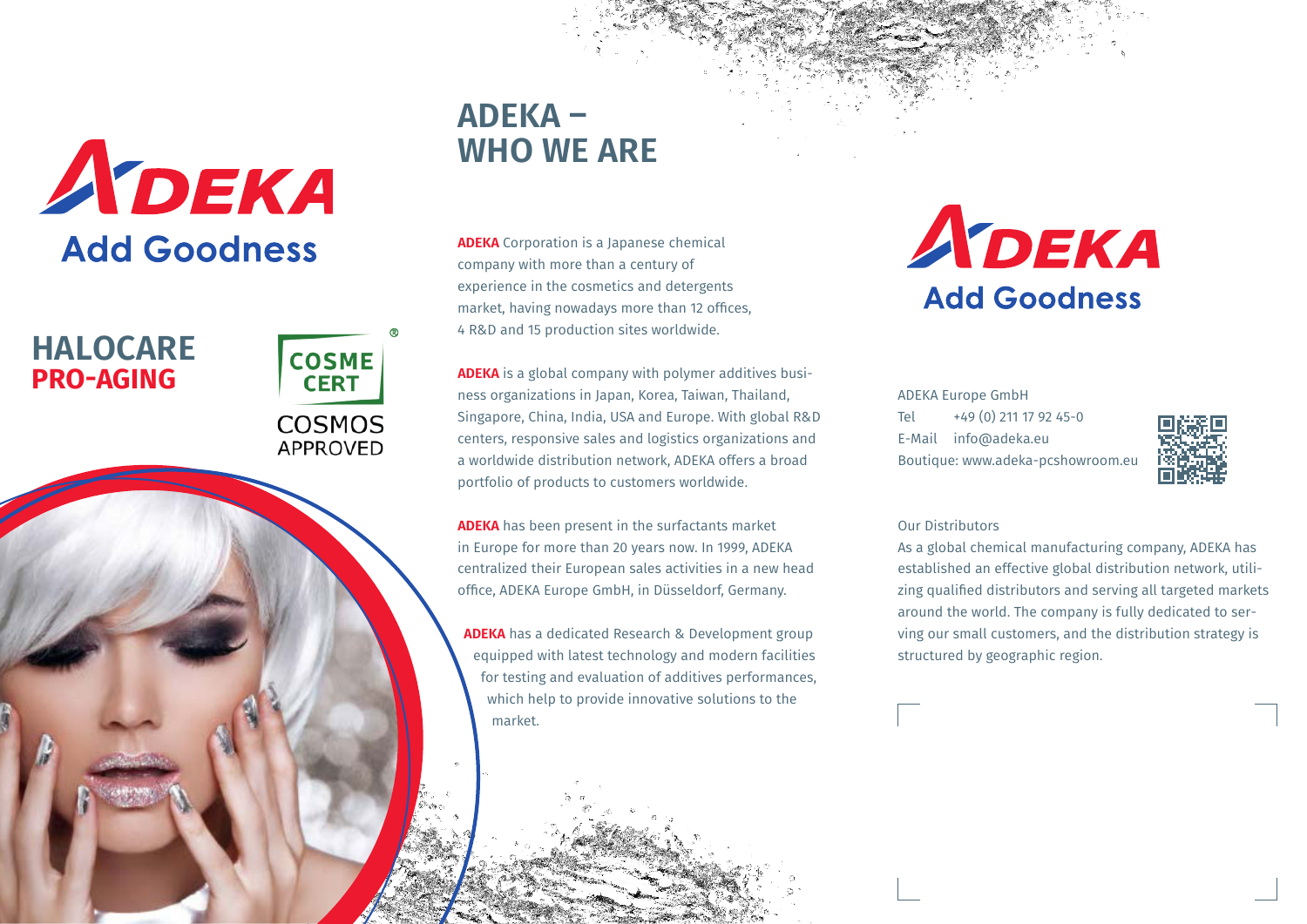ADEKA
Add Goodness

# HALOCARE PRO-AGING

COSME CERT
COSMOS APPROVED

## ADEKA – WHO WE ARE

**ADEKA** Corporation is a Japanese chemical company with more than a century of experience in the cosmetics and detergents market, having nowadays more than 12 offices, 4 R&D and 15 production sites worldwide.

**ADEKA** is a global company with polymer additives business organizations in Japan, Korea, Taiwan, Thailand, Singapore, China, India, USA and Europe. With global R&D centers, responsive sales and logistics organizations and a worldwide distribution network, ADEKA offers a broad portfolio of products to customers worldwide.

**ADEKA** has been present in the surfactants market in Europe for more than 20 years now. In 1999, ADEKA centralized their European sales activities in a new head office, ADEKA Europe GmbH, in Düsseldorf, Germany.

**ADEKA** has a dedicated Research & Development group equipped with latest technology and modern facilities for testing and evaluation of additives performances, which help to provide innovative solutions to the market.

ADEKA
Add Goodness

ADEKA Europe GmbH
Tel +49 (0) 211 17 92 45-0
E-Mail info@adeka.eu
Boutique: www.adeka-pcshowroom.eu

Our Distributors

As a global chemical manufacturing company, ADEKA has established an effective global distribution network, utilizing qualified distributors and serving all targeted markets around the world. The company is fully dedicated to serving our small customers, and the distribution strategy is structured by geographic region.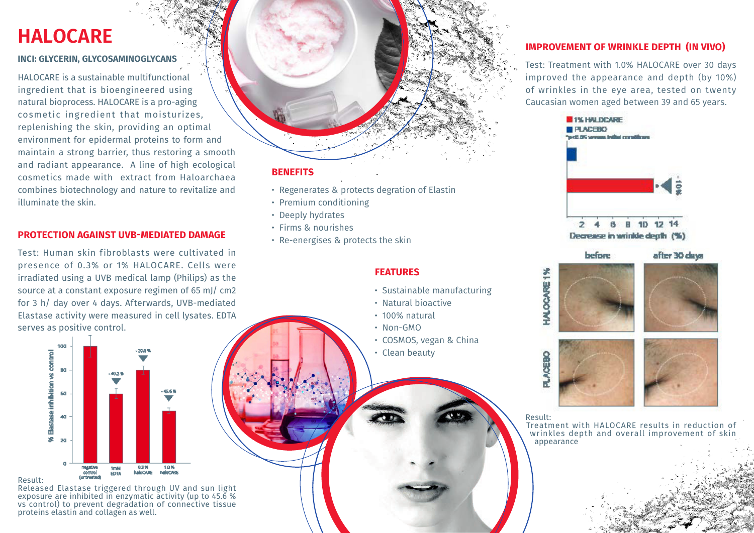# HALOCARE

**INCI: GLYCERIN, GLYCOSAMINOGLYCANS**

HALOCARE is a sustainable multifunctional ingredient that is bioengineered using natural bioprocess. HALOCARE is a pro-aging cosmetic ingredient that moisturizes, replenishing the skin, providing an optimal environment for epidermal proteins to form and maintain a strong barrier, thus restoring a smooth and radiant appearance. A line of high ecological cosmetics made with extract from Haloarchaea combines biotechnology and nature to revitalize and illuminate the skin.

## PROTECTION AGAINST UVB-MEDIATED DAMAGE

Test: Human skin fibroblasts were cultivated in presence of 0.3% or 1% HALOCARE. Cells were irradiated using a UVB medical lamp (Philips) as the source at a constant exposure regimen of 65 mJ/ cm2 for 3 h/ day over 4 days. Afterwards, UVB-mediated Elastase activity were measured in cell lysates. EDTA serves as positive control.

% Elastase inhibition vs control

100
80
60
40
20
0

- 40.2 %
- 20.0 %
- 45.6 %

negative control (untreated)
1mM EDTA
0.3 % haloCARE
1.0 % haloCARE

Result:
Released Elastase triggered through UV and sun light exposure are inhibited in enzymatic activity (up to 45.6 % vs control) to prevent degradation of connective tissue proteins elastin and collagen as well.

## BENEFITS

- Regenerates & protects degration of Elastin
- Premium conditioning
- Deeply hydrates
- Firms & nourishes
- Re-energises & protects the skin

## FEATURES

- Sustainable manufacturing
- Natural bioactive
- 100% natural
- Non-GMO
- COSMOS, vegan & China
- Clean beauty

## IMPROVEMENT OF WRINKLE DEPTH (IN VIVO)

Test: Treatment with 1.0% HALOCARE over 30 days improved the appearance and depth (by 10%) of wrinkles in the eye area, tested on twenty Caucasian women aged between 39 and 65 years.

1% HALOCARE
PLACEBO
*p<0.05 versus initial conditions

-10%

2 4 6 8 10 12 14

Decrease in wrinkle depth (%)

before
after 30 days
HALOCARE 1%
PLACEBO

Result:
Treatment with HALOCARE results in reduction of wrinkles depth and overall improvement of skin appearance